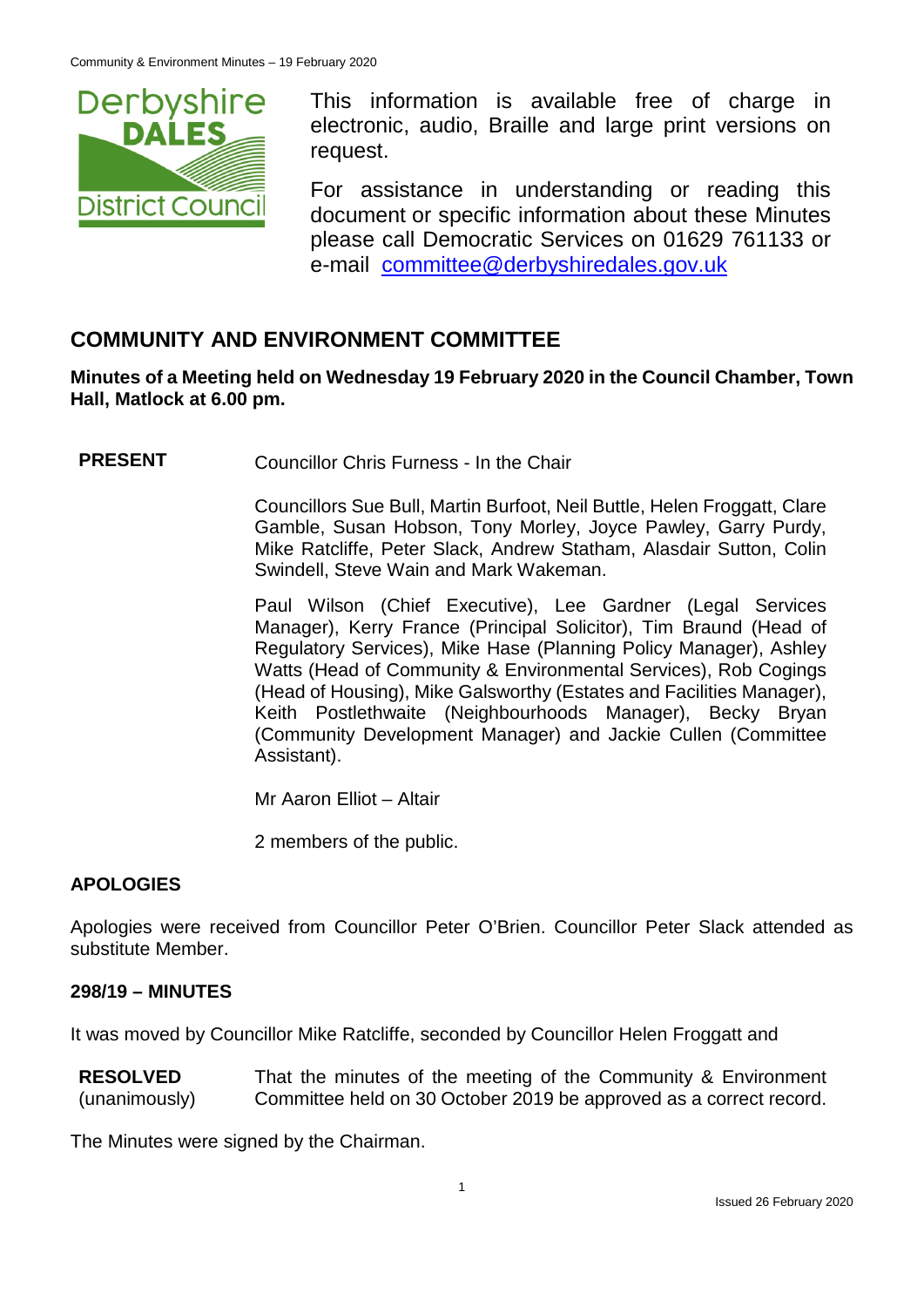This information is available free of charge in electronic, audio, Braille and large print versions on request.

For assistance in understanding or reading this document or specific information about these Minutes please call Democratic Services on 01629 761133 or e-mail committee@derbyshiredales.gov.uk

## COMMUNITY AND ENVIRONMENT COMMITTEE

**Minutes of a Meeting held on Wednesday 19 February 2020 in the Council Chamber, Town Hall, Matlock at 6.00 pm.**

**PRESENT** Councillor Chris Furness - In the Chair

Councillors Sue Bull, Martin Burfoot, Neil Buttle, Helen Froggatt, Clare Gamble, Susan Hobson, Tony Morley, Joyce Pawley, Garry Purdy, Mike Ratcliffe, Peter Slack, Andrew Statham, Alasdair Sutton, Colin Swindell, Steve Wain and Mark Wakeman.

Paul Wilson (Chief Executive), Lee Gardner (Legal Services Manager), Kerry France (Principal Solicitor), Tim Braund (Head of Regulatory Services), Mike Hase (Planning Policy Manager), Ashley Watts (Head of Community & Environmental Services), Rob Cogings (Head of Housing), Mike Galsworthy (Estates and Facilities Manager), Keith Postlethwaite (Neighbourhoods Manager), Becky Bryan (Community Development Manager) and Jackie Cullen (Committee Assistant).

Mr Aaron Elliot – Altair

2 members of the public.

### APOLOGIES

Apologies were received from Councillor Peter O'Brien. Councillor Peter Slack attended as substitute Member.

### 298/19 – MINUTES

It was moved by Councillor Mike Ratcliffe, seconded by Councillor Helen Froggatt and

**RESOLVED** (unanimously) That the minutes of the meeting of the Community & Environment Committee held on 30 October 2019 be approved as a correct record.

The Minutes were signed by the Chairman.

Issued 26 February 2020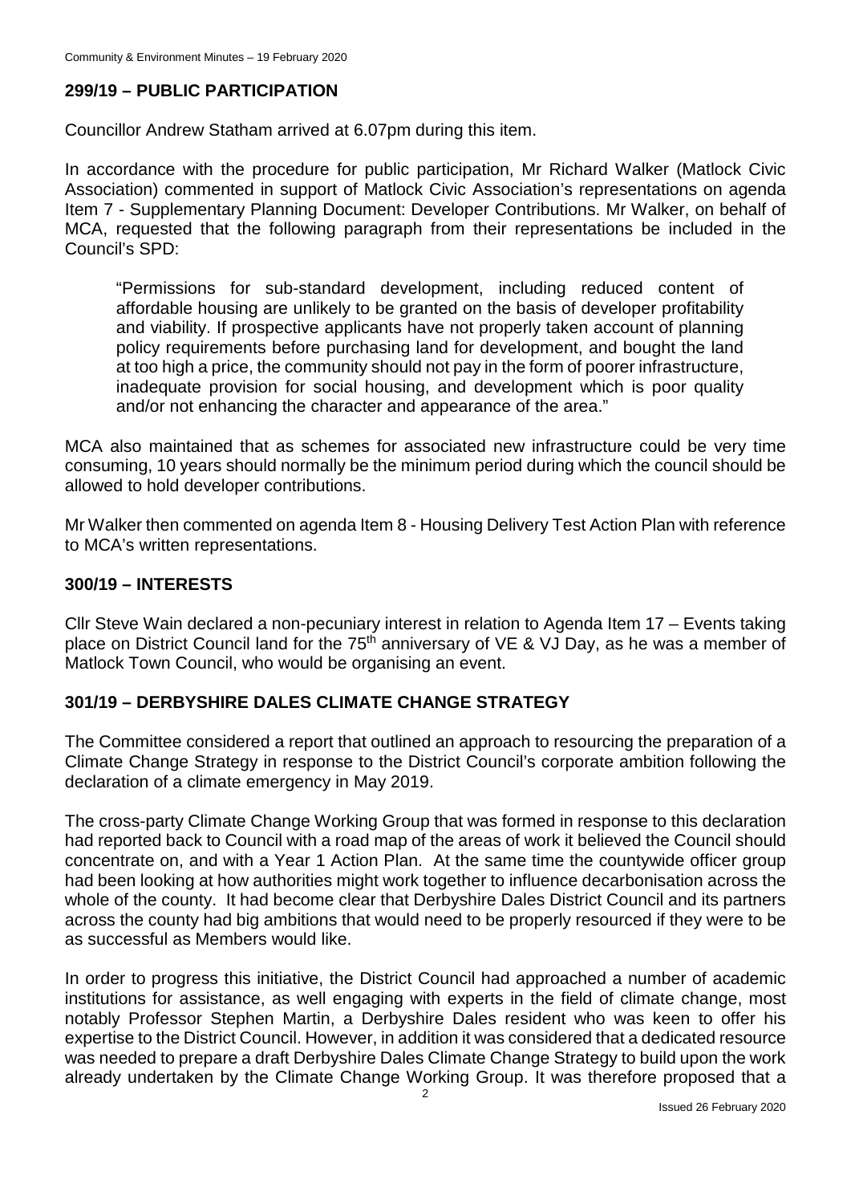## 299/19 – PUBLIC PARTICIPATION

Councillor Andrew Statham arrived at 6.07pm during this item.

In accordance with the procedure for public participation, Mr Richard Walker (Matlock Civic Association) commented in support of Matlock Civic Association's representations on agenda Item 7 - Supplementary Planning Document: Developer Contributions. Mr Walker, on behalf of MCA, requested that the following paragraph from their representations be included in the Council's SPD:

> "Permissions for sub-standard development, including reduced content of affordable housing are unlikely to be granted on the basis of developer profitability and viability. If prospective applicants have not properly taken account of planning policy requirements before purchasing land for development, and bought the land at too high a price, the community should not pay in the form of poorer infrastructure, inadequate provision for social housing, and development which is poor quality and/or not enhancing the character and appearance of the area."

MCA also maintained that as schemes for associated new infrastructure could be very time consuming, 10 years should normally be the minimum period during which the council should be allowed to hold developer contributions.

Mr Walker then commented on agenda Item 8 - Housing Delivery Test Action Plan with reference to MCA's written representations.

## 300/19 – INTERESTS

Cllr Steve Wain declared a non-pecuniary interest in relation to Agenda Item 17 – Events taking place on District Council land for the 75th anniversary of VE & VJ Day, as he was a member of Matlock Town Council, who would be organising an event.

## 301/19 – DERBYSHIRE DALES CLIMATE CHANGE STRATEGY

The Committee considered a report that outlined an approach to resourcing the preparation of a Climate Change Strategy in response to the District Council's corporate ambition following the declaration of a climate emergency in May 2019.

The cross-party Climate Change Working Group that was formed in response to this declaration had reported back to Council with a road map of the areas of work it believed the Council should concentrate on, and with a Year 1 Action Plan. At the same time the countywide officer group had been looking at how authorities might work together to influence decarbonisation across the whole of the county. It had become clear that Derbyshire Dales District Council and its partners across the county had big ambitions that would need to be properly resourced if they were to be as successful as Members would like.

In order to progress this initiative, the District Council had approached a number of academic institutions for assistance, as well engaging with experts in the field of climate change, most notably Professor Stephen Martin, a Derbyshire Dales resident who was keen to offer his expertise to the District Council. However, in addition it was considered that a dedicated resource was needed to prepare a draft Derbyshire Dales Climate Change Strategy to build upon the work already undertaken by the Climate Change Working Group. It was therefore proposed that a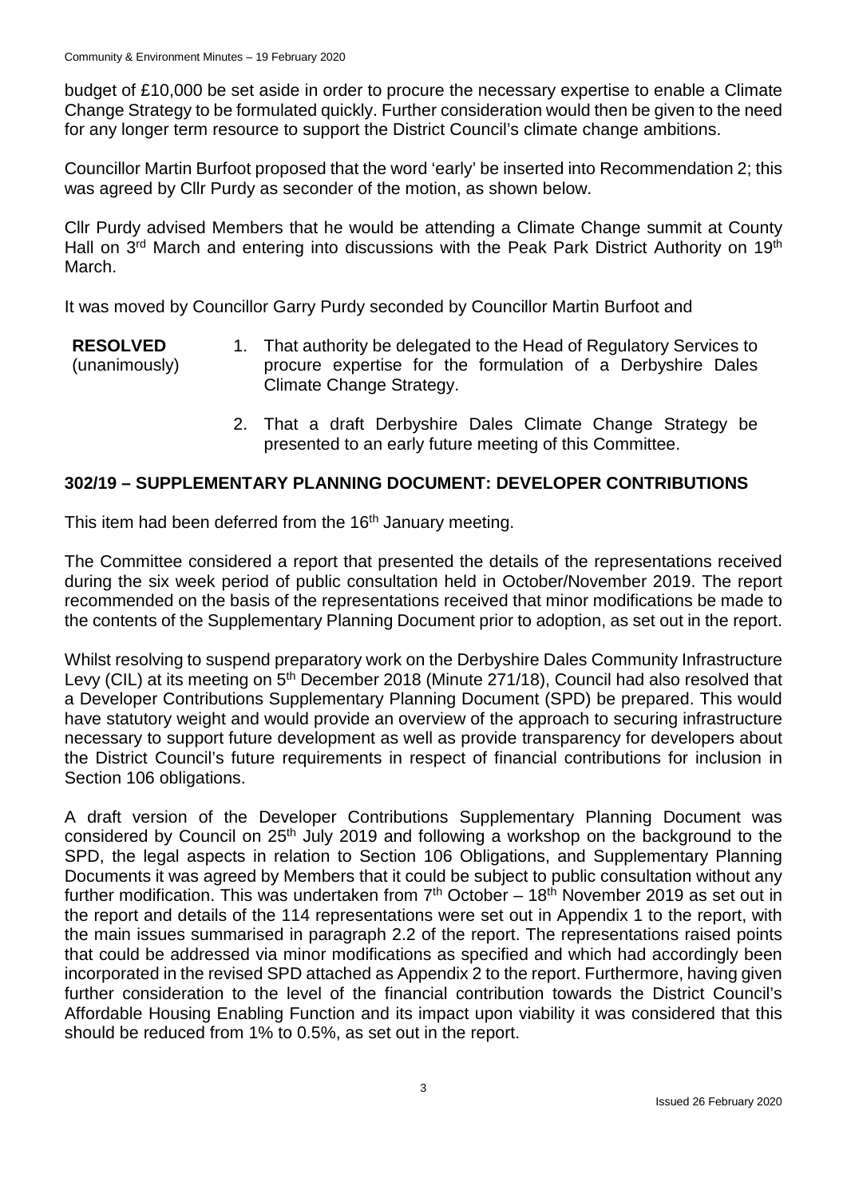budget of £10,000 be set aside in order to procure the necessary expertise to enable a Climate Change Strategy to be formulated quickly. Further consideration would then be given to the need for any longer term resource to support the District Council's climate change ambitions.

Councillor Martin Burfoot proposed that the word 'early' be inserted into Recommendation 2; this was agreed by Cllr Purdy as seconder of the motion, as shown below.

Cllr Purdy advised Members that he would be attending a Climate Change summit at County Hall on 3rd March and entering into discussions with the Peak Park District Authority on 19th March.

It was moved by Councillor Garry Purdy seconded by Councillor Martin Burfoot and

**RESOLVED** (unanimously)

1. That authority be delegated to the Head of Regulatory Services to procure expertise for the formulation of a Derbyshire Dales Climate Change Strategy.
2. That a draft Derbyshire Dales Climate Change Strategy be presented to an early future meeting of this Committee.

## 302/19 – SUPPLEMENTARY PLANNING DOCUMENT: DEVELOPER CONTRIBUTIONS

This item had been deferred from the 16th January meeting.

The Committee considered a report that presented the details of the representations received during the six week period of public consultation held in October/November 2019. The report recommended on the basis of the representations received that minor modifications be made to the contents of the Supplementary Planning Document prior to adoption, as set out in the report.

Whilst resolving to suspend preparatory work on the Derbyshire Dales Community Infrastructure Levy (CIL) at its meeting on 5th December 2018 (Minute 271/18), Council had also resolved that a Developer Contributions Supplementary Planning Document (SPD) be prepared. This would have statutory weight and would provide an overview of the approach to securing infrastructure necessary to support future development as well as provide transparency for developers about the District Council's future requirements in respect of financial contributions for inclusion in Section 106 obligations.

A draft version of the Developer Contributions Supplementary Planning Document was considered by Council on 25th July 2019 and following a workshop on the background to the SPD, the legal aspects in relation to Section 106 Obligations, and Supplementary Planning Documents it was agreed by Members that it could be subject to public consultation without any further modification. This was undertaken from 7th October – 18th November 2019 as set out in the report and details of the 114 representations were set out in Appendix 1 to the report, with the main issues summarised in paragraph 2.2 of the report. The representations raised points that could be addressed via minor modifications as specified and which had accordingly been incorporated in the revised SPD attached as Appendix 2 to the report. Furthermore, having given further consideration to the level of the financial contribution towards the District Council's Affordable Housing Enabling Function and its impact upon viability it was considered that this should be reduced from 1% to 0.5%, as set out in the report.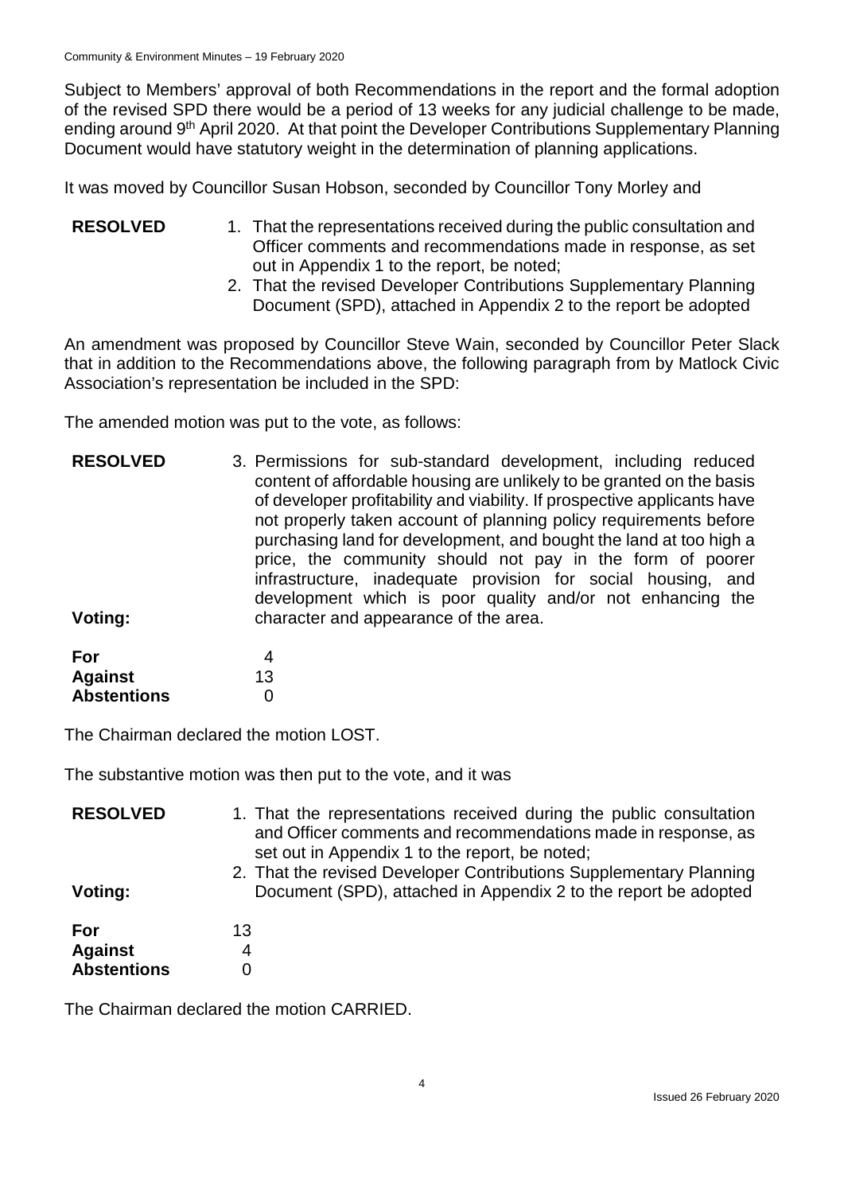Subject to Members' approval of both Recommendations in the report and the formal adoption of the revised SPD there would be a period of 13 weeks for any judicial challenge to be made, ending around 9th April 2020. At that point the Developer Contributions Supplementary Planning Document would have statutory weight in the determination of planning applications.

It was moved by Councillor Susan Hobson, seconded by Councillor Tony Morley and

**RESOLVED**

1. That the representations received during the public consultation and Officer comments and recommendations made in response, as set out in Appendix 1 to the report, be noted;
2. That the revised Developer Contributions Supplementary Planning Document (SPD), attached in Appendix 2 to the report be adopted

An amendment was proposed by Councillor Steve Wain, seconded by Councillor Peter Slack that in addition to the Recommendations above, the following paragraph from by Matlock Civic Association's representation be included in the SPD:

The amended motion was put to the vote, as follows:

**RESOLVED**

3. Permissions for sub-standard development, including reduced content of affordable housing are unlikely to be granted on the basis of developer profitability and viability. If prospective applicants have not properly taken account of planning policy requirements before purchasing land for development, and bought the land at too high a price, the community should not pay in the form of poorer infrastructure, inadequate provision for social housing, and development which is poor quality and/or not enhancing the character and appearance of the area.

**Voting:**

| | |
|---|---|
| **For** | 4 |
| **Against** | 13 |
| **Abstentions** | 0 |

The Chairman declared the motion LOST.

The substantive motion was then put to the vote, and it was

**RESOLVED**

1. That the representations received during the public consultation and Officer comments and recommendations made in response, as set out in Appendix 1 to the report, be noted;
2. That the revised Developer Contributions Supplementary Planning Document (SPD), attached in Appendix 2 to the report be adopted

**Voting:**

| | |
|---|---|
| **For** | 13 |
| **Against** | 4 |
| **Abstentions** | 0 |

The Chairman declared the motion CARRIED.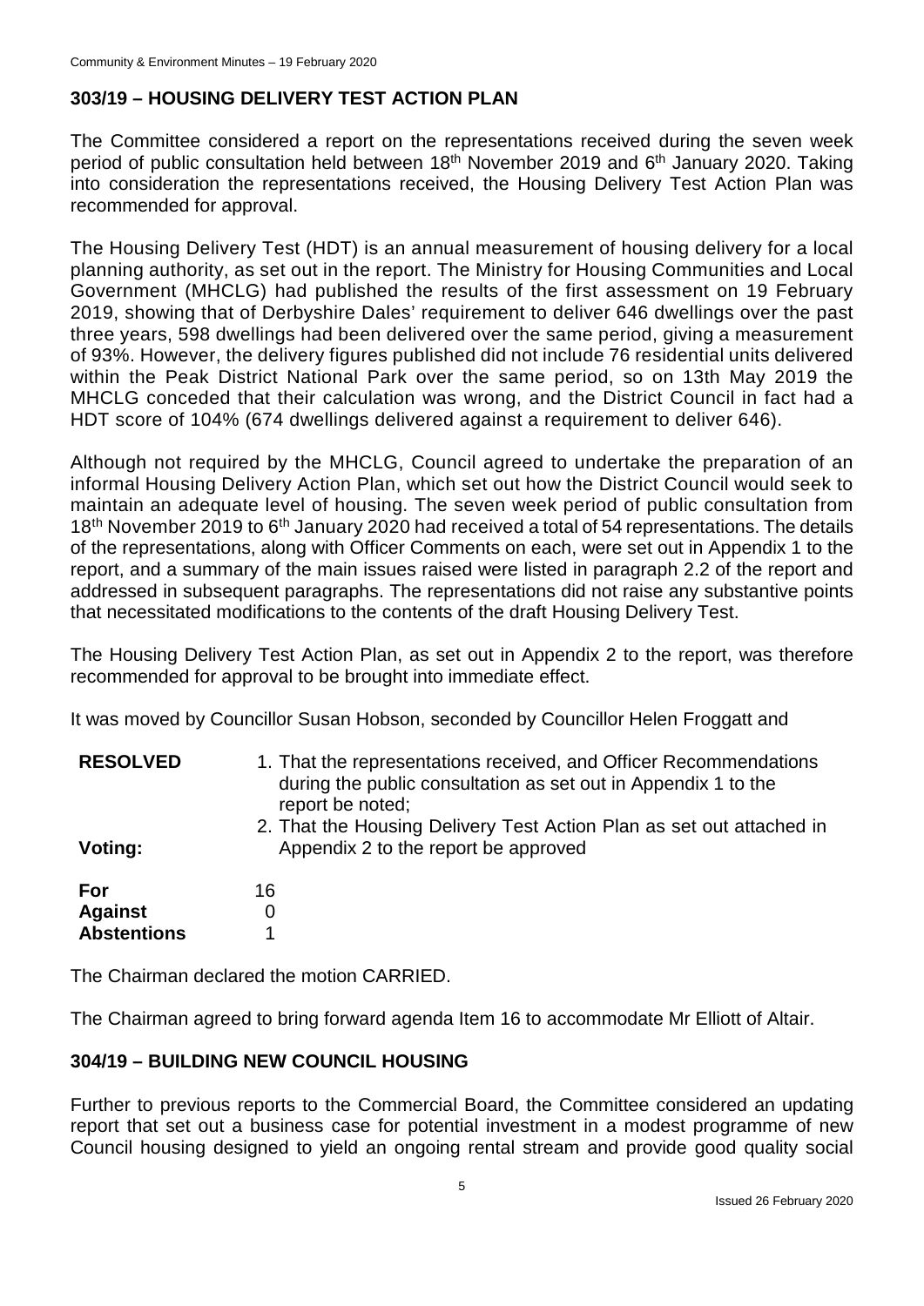## 303/19 – HOUSING DELIVERY TEST ACTION PLAN

The Committee considered a report on the representations received during the seven week period of public consultation held between 18th November 2019 and 6th January 2020. Taking into consideration the representations received, the Housing Delivery Test Action Plan was recommended for approval.

The Housing Delivery Test (HDT) is an annual measurement of housing delivery for a local planning authority, as set out in the report. The Ministry for Housing Communities and Local Government (MHCLG) had published the results of the first assessment on 19 February 2019, showing that of Derbyshire Dales' requirement to deliver 646 dwellings over the past three years, 598 dwellings had been delivered over the same period, giving a measurement of 93%. However, the delivery figures published did not include 76 residential units delivered within the Peak District National Park over the same period, so on 13th May 2019 the MHCLG conceded that their calculation was wrong, and the District Council in fact had a HDT score of 104% (674 dwellings delivered against a requirement to deliver 646).

Although not required by the MHCLG, Council agreed to undertake the preparation of an informal Housing Delivery Action Plan, which set out how the District Council would seek to maintain an adequate level of housing. The seven week period of public consultation from 18th November 2019 to 6th January 2020 had received a total of 54 representations. The details of the representations, along with Officer Comments on each, were set out in Appendix 1 to the report, and a summary of the main issues raised were listed in paragraph 2.2 of the report and addressed in subsequent paragraphs. The representations did not raise any substantive points that necessitated modifications to the contents of the draft Housing Delivery Test.

The Housing Delivery Test Action Plan, as set out in Appendix 2 to the report, was therefore recommended for approval to be brought into immediate effect.

It was moved by Councillor Susan Hobson, seconded by Councillor Helen Froggatt and

**RESOLVED**

1. That the representations received, and Officer Recommendations during the public consultation as set out in Appendix 1 to the report be noted;
2. That the Housing Delivery Test Action Plan as set out attached in Appendix 2 to the report be approved

**Voting:**

| | |
|---|---|
| **For** | 16 |
| **Against** | 0 |
| **Abstentions** | 1 |

The Chairman declared the motion CARRIED.

The Chairman agreed to bring forward agenda Item 16 to accommodate Mr Elliott of Altair.

## 304/19 – BUILDING NEW COUNCIL HOUSING

Further to previous reports to the Commercial Board, the Committee considered an updating report that set out a business case for potential investment in a modest programme of new Council housing designed to yield an ongoing rental stream and provide good quality social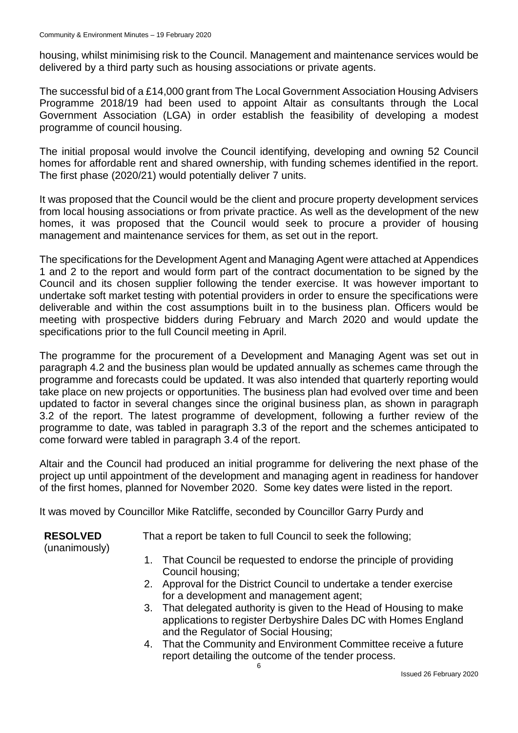housing, whilst minimising risk to the Council. Management and maintenance services would be delivered by a third party such as housing associations or private agents.

The successful bid of a £14,000 grant from The Local Government Association Housing Advisers Programme 2018/19 had been used to appoint Altair as consultants through the Local Government Association (LGA) in order establish the feasibility of developing a modest programme of council housing.

The initial proposal would involve the Council identifying, developing and owning 52 Council homes for affordable rent and shared ownership, with funding schemes identified in the report. The first phase (2020/21) would potentially deliver 7 units.

It was proposed that the Council would be the client and procure property development services from local housing associations or from private practice. As well as the development of the new homes, it was proposed that the Council would seek to procure a provider of housing management and maintenance services for them, as set out in the report.

The specifications for the Development Agent and Managing Agent were attached at Appendices 1 and 2 to the report and would form part of the contract documentation to be signed by the Council and its chosen supplier following the tender exercise. It was however important to undertake soft market testing with potential providers in order to ensure the specifications were deliverable and within the cost assumptions built in to the business plan. Officers would be meeting with prospective bidders during February and March 2020 and would update the specifications prior to the full Council meeting in April.

The programme for the procurement of a Development and Managing Agent was set out in paragraph 4.2 and the business plan would be updated annually as schemes came through the programme and forecasts could be updated. It was also intended that quarterly reporting would take place on new projects or opportunities. The business plan had evolved over time and been updated to factor in several changes since the original business plan, as shown in paragraph 3.2 of the report. The latest programme of development, following a further review of the programme to date, was tabled in paragraph 3.3 of the report and the schemes anticipated to come forward were tabled in paragraph 3.4 of the report.

Altair and the Council had produced an initial programme for delivering the next phase of the project up until appointment of the development and managing agent in readiness for handover of the first homes, planned for November 2020. Some key dates were listed in the report.

It was moved by Councillor Mike Ratcliffe, seconded by Councillor Garry Purdy and

**RESOLVED** (unanimously)

That a report be taken to full Council to seek the following;

1. That Council be requested to endorse the principle of providing Council housing;
2. Approval for the District Council to undertake a tender exercise for a development and management agent;
3. That delegated authority is given to the Head of Housing to make applications to register Derbyshire Dales DC with Homes England and the Regulator of Social Housing;
4. That the Community and Environment Committee receive a future report detailing the outcome of the tender process.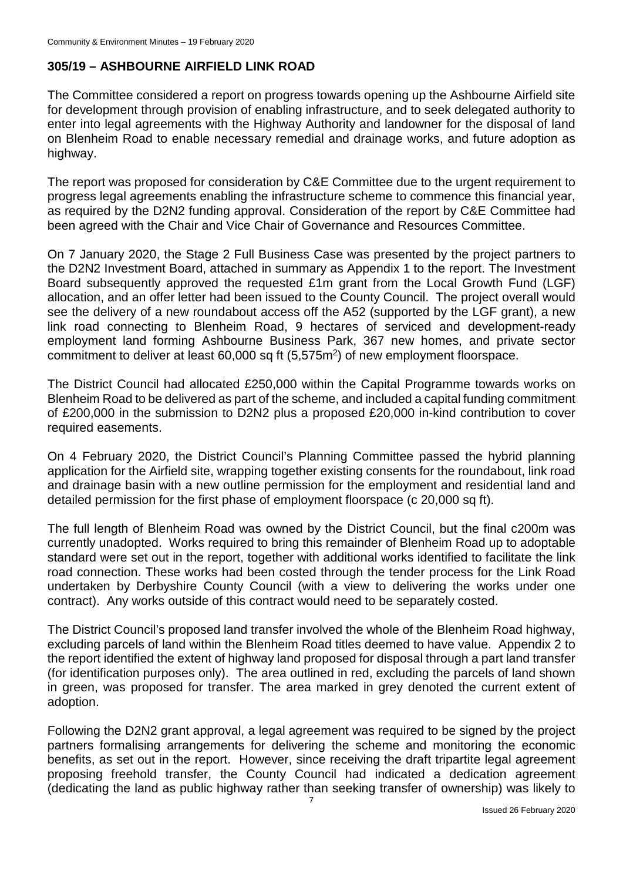## 305/19 – ASHBOURNE AIRFIELD LINK ROAD

The Committee considered a report on progress towards opening up the Ashbourne Airfield site for development through provision of enabling infrastructure, and to seek delegated authority to enter into legal agreements with the Highway Authority and landowner for the disposal of land on Blenheim Road to enable necessary remedial and drainage works, and future adoption as highway.

The report was proposed for consideration by C&E Committee due to the urgent requirement to progress legal agreements enabling the infrastructure scheme to commence this financial year, as required by the D2N2 funding approval. Consideration of the report by C&E Committee had been agreed with the Chair and Vice Chair of Governance and Resources Committee.

On 7 January 2020, the Stage 2 Full Business Case was presented by the project partners to the D2N2 Investment Board, attached in summary as Appendix 1 to the report. The Investment Board subsequently approved the requested £1m grant from the Local Growth Fund (LGF) allocation, and an offer letter had been issued to the County Council. The project overall would see the delivery of a new roundabout access off the A52 (supported by the LGF grant), a new link road connecting to Blenheim Road, 9 hectares of serviced and development-ready employment land forming Ashbourne Business Park, 367 new homes, and private sector commitment to deliver at least 60,000 sq ft (5,575m$^2$) of new employment floorspace.

The District Council had allocated £250,000 within the Capital Programme towards works on Blenheim Road to be delivered as part of the scheme, and included a capital funding commitment of £200,000 in the submission to D2N2 plus a proposed £20,000 in-kind contribution to cover required easements.

On 4 February 2020, the District Council's Planning Committee passed the hybrid planning application for the Airfield site, wrapping together existing consents for the roundabout, link road and drainage basin with a new outline permission for the employment and residential land and detailed permission for the first phase of employment floorspace (c 20,000 sq ft).

The full length of Blenheim Road was owned by the District Council, but the final c200m was currently unadopted. Works required to bring this remainder of Blenheim Road up to adoptable standard were set out in the report, together with additional works identified to facilitate the link road connection. These works had been costed through the tender process for the Link Road undertaken by Derbyshire County Council (with a view to delivering the works under one contract). Any works outside of this contract would need to be separately costed.

The District Council's proposed land transfer involved the whole of the Blenheim Road highway, excluding parcels of land within the Blenheim Road titles deemed to have value. Appendix 2 to the report identified the extent of highway land proposed for disposal through a part land transfer (for identification purposes only). The area outlined in red, excluding the parcels of land shown in green, was proposed for transfer. The area marked in grey denoted the current extent of adoption.

Following the D2N2 grant approval, a legal agreement was required to be signed by the project partners formalising arrangements for delivering the scheme and monitoring the economic benefits, as set out in the report. However, since receiving the draft tripartite legal agreement proposing freehold transfer, the County Council had indicated a dedication agreement (dedicating the land as public highway rather than seeking transfer of ownership) was likely to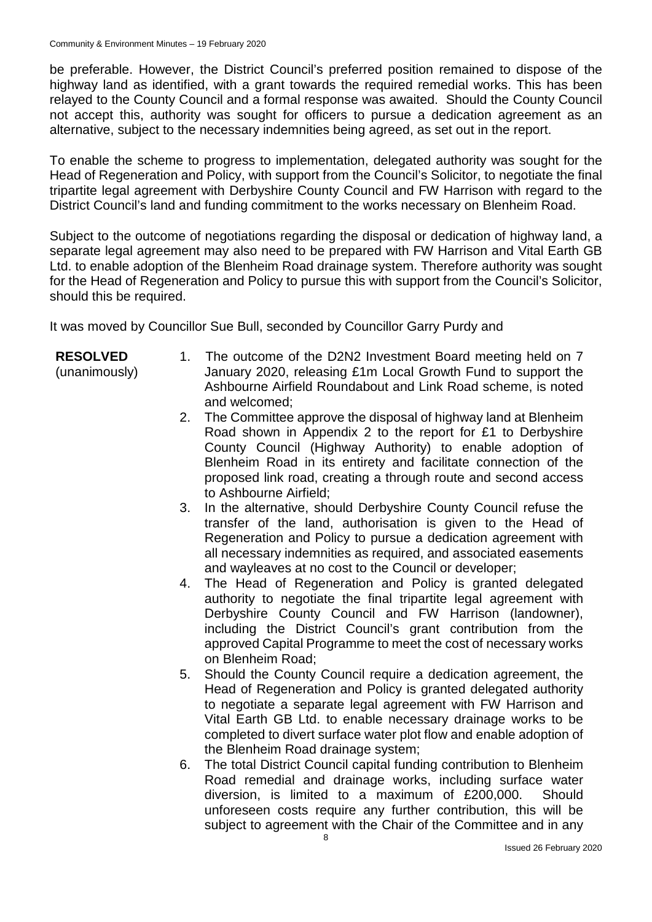be preferable. However, the District Council's preferred position remained to dispose of the highway land as identified, with a grant towards the required remedial works. This has been relayed to the County Council and a formal response was awaited. Should the County Council not accept this, authority was sought for officers to pursue a dedication agreement as an alternative, subject to the necessary indemnities being agreed, as set out in the report.

To enable the scheme to progress to implementation, delegated authority was sought for the Head of Regeneration and Policy, with support from the Council's Solicitor, to negotiate the final tripartite legal agreement with Derbyshire County Council and FW Harrison with regard to the District Council's land and funding commitment to the works necessary on Blenheim Road.

Subject to the outcome of negotiations regarding the disposal or dedication of highway land, a separate legal agreement may also need to be prepared with FW Harrison and Vital Earth GB Ltd. to enable adoption of the Blenheim Road drainage system. Therefore authority was sought for the Head of Regeneration and Policy to pursue this with support from the Council's Solicitor, should this be required.

It was moved by Councillor Sue Bull, seconded by Councillor Garry Purdy and

**RESOLVED** (unanimously)

1. The outcome of the D2N2 Investment Board meeting held on 7 January 2020, releasing £1m Local Growth Fund to support the Ashbourne Airfield Roundabout and Link Road scheme, is noted and welcomed;
2. The Committee approve the disposal of highway land at Blenheim Road shown in Appendix 2 to the report for £1 to Derbyshire County Council (Highway Authority) to enable adoption of Blenheim Road in its entirety and facilitate connection of the proposed link road, creating a through route and second access to Ashbourne Airfield;
3. In the alternative, should Derbyshire County Council refuse the transfer of the land, authorisation is given to the Head of Regeneration and Policy to pursue a dedication agreement with all necessary indemnities as required, and associated easements and wayleaves at no cost to the Council or developer;
4. The Head of Regeneration and Policy is granted delegated authority to negotiate the final tripartite legal agreement with Derbyshire County Council and FW Harrison (landowner), including the District Council's grant contribution from the approved Capital Programme to meet the cost of necessary works on Blenheim Road;
5. Should the County Council require a dedication agreement, the Head of Regeneration and Policy is granted delegated authority to negotiate a separate legal agreement with FW Harrison and Vital Earth GB Ltd. to enable necessary drainage works to be completed to divert surface water plot flow and enable adoption of the Blenheim Road drainage system;
6. The total District Council capital funding contribution to Blenheim Road remedial and drainage works, including surface water diversion, is limited to a maximum of £200,000. Should unforeseen costs require any further contribution, this will be subject to agreement with the Chair of the Committee and in any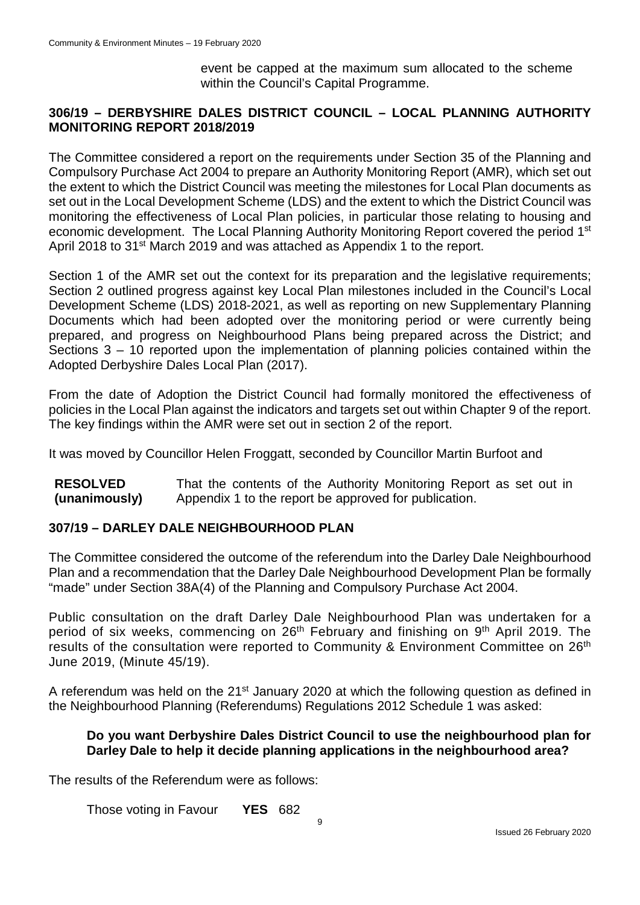event be capped at the maximum sum allocated to the scheme within the Council's Capital Programme.

## 306/19 – DERBYSHIRE DALES DISTRICT COUNCIL – LOCAL PLANNING AUTHORITY MONITORING REPORT 2018/2019

The Committee considered a report on the requirements under Section 35 of the Planning and Compulsory Purchase Act 2004 to prepare an Authority Monitoring Report (AMR), which set out the extent to which the District Council was meeting the milestones for Local Plan documents as set out in the Local Development Scheme (LDS) and the extent to which the District Council was monitoring the effectiveness of Local Plan policies, in particular those relating to housing and economic development. The Local Planning Authority Monitoring Report covered the period 1st April 2018 to 31st March 2019 and was attached as Appendix 1 to the report.

Section 1 of the AMR set out the context for its preparation and the legislative requirements; Section 2 outlined progress against key Local Plan milestones included in the Council's Local Development Scheme (LDS) 2018-2021, as well as reporting on new Supplementary Planning Documents which had been adopted over the monitoring period or were currently being prepared, and progress on Neighbourhood Plans being prepared across the District; and Sections 3 – 10 reported upon the implementation of planning policies contained within the Adopted Derbyshire Dales Local Plan (2017).

From the date of Adoption the District Council had formally monitored the effectiveness of policies in the Local Plan against the indicators and targets set out within Chapter 9 of the report. The key findings within the AMR were set out in section 2 of the report.

It was moved by Councillor Helen Froggatt, seconded by Councillor Martin Burfoot and

**RESOLVED (unanimously)** That the contents of the Authority Monitoring Report as set out in Appendix 1 to the report be approved for publication.

## 307/19 – DARLEY DALE NEIGHBOURHOOD PLAN

The Committee considered the outcome of the referendum into the Darley Dale Neighbourhood Plan and a recommendation that the Darley Dale Neighbourhood Development Plan be formally "made" under Section 38A(4) of the Planning and Compulsory Purchase Act 2004.

Public consultation on the draft Darley Dale Neighbourhood Plan was undertaken for a period of six weeks, commencing on 26th February and finishing on 9th April 2019. The results of the consultation were reported to Community & Environment Committee on 26th June 2019, (Minute 45/19).

A referendum was held on the 21st January 2020 at which the following question as defined in the Neighbourhood Planning (Referendums) Regulations 2012 Schedule 1 was asked:

**Do you want Derbyshire Dales District Council to use the neighbourhood plan for Darley Dale to help it decide planning applications in the neighbourhood area?**

The results of the Referendum were as follows:

Those voting in Favour **YES** 682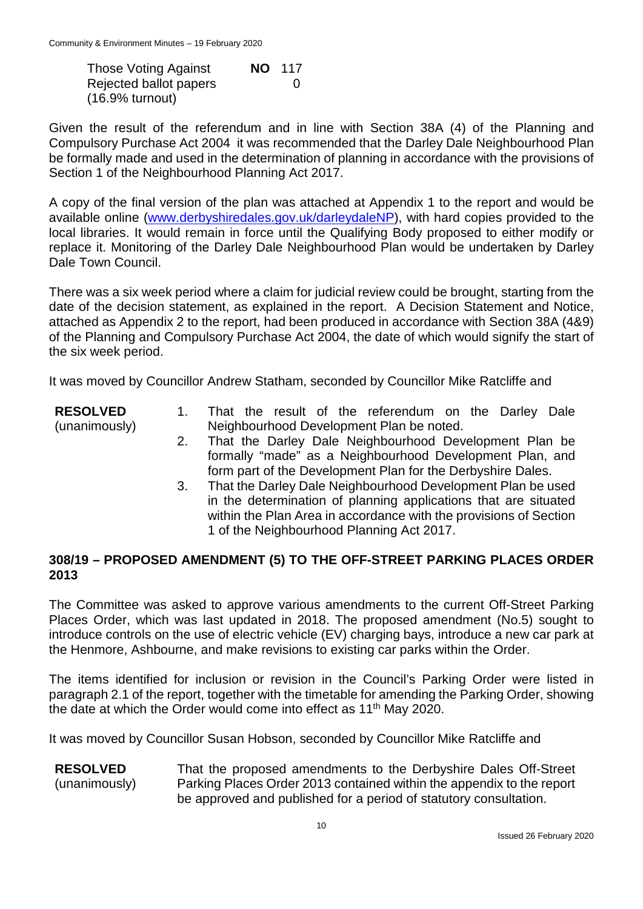| | | |
|---|---|---|
| Those Voting Against | **NO** | 117 |
| Rejected ballot papers | | 0 |
| (16.9% turnout) | | |

Given the result of the referendum and in line with Section 38A (4) of the Planning and Compulsory Purchase Act 2004 it was recommended that the Darley Dale Neighbourhood Plan be formally made and used in the determination of planning in accordance with the provisions of Section 1 of the Neighbourhood Planning Act 2017.

A copy of the final version of the plan was attached at Appendix 1 to the report and would be available online (www.derbyshiredales.gov.uk/darleydaleNP), with hard copies provided to the local libraries. It would remain in force until the Qualifying Body proposed to either modify or replace it. Monitoring of the Darley Dale Neighbourhood Plan would be undertaken by Darley Dale Town Council.

There was a six week period where a claim for judicial review could be brought, starting from the date of the decision statement, as explained in the report. A Decision Statement and Notice, attached as Appendix 2 to the report, had been produced in accordance with Section 38A (4&9) of the Planning and Compulsory Purchase Act 2004, the date of which would signify the start of the six week period.

It was moved by Councillor Andrew Statham, seconded by Councillor Mike Ratcliffe and

**RESOLVED** (unanimously)

1. That the result of the referendum on the Darley Dale Neighbourhood Development Plan be noted.
2. That the Darley Dale Neighbourhood Development Plan be formally "made" as a Neighbourhood Development Plan, and form part of the Development Plan for the Derbyshire Dales.
3. That the Darley Dale Neighbourhood Development Plan be used in the determination of planning applications that are situated within the Plan Area in accordance with the provisions of Section 1 of the Neighbourhood Planning Act 2017.

## 308/19 – PROPOSED AMENDMENT (5) TO THE OFF-STREET PARKING PLACES ORDER 2013

The Committee was asked to approve various amendments to the current Off-Street Parking Places Order, which was last updated in 2018. The proposed amendment (No.5) sought to introduce controls on the use of electric vehicle (EV) charging bays, introduce a new car park at the Henmore, Ashbourne, and make revisions to existing car parks within the Order.

The items identified for inclusion or revision in the Council's Parking Order were listed in paragraph 2.1 of the report, together with the timetable for amending the Parking Order, showing the date at which the Order would come into effect as 11th May 2020.

It was moved by Councillor Susan Hobson, seconded by Councillor Mike Ratcliffe and

**RESOLVED** (unanimously)

That the proposed amendments to the Derbyshire Dales Off-Street Parking Places Order 2013 contained within the appendix to the report be approved and published for a period of statutory consultation.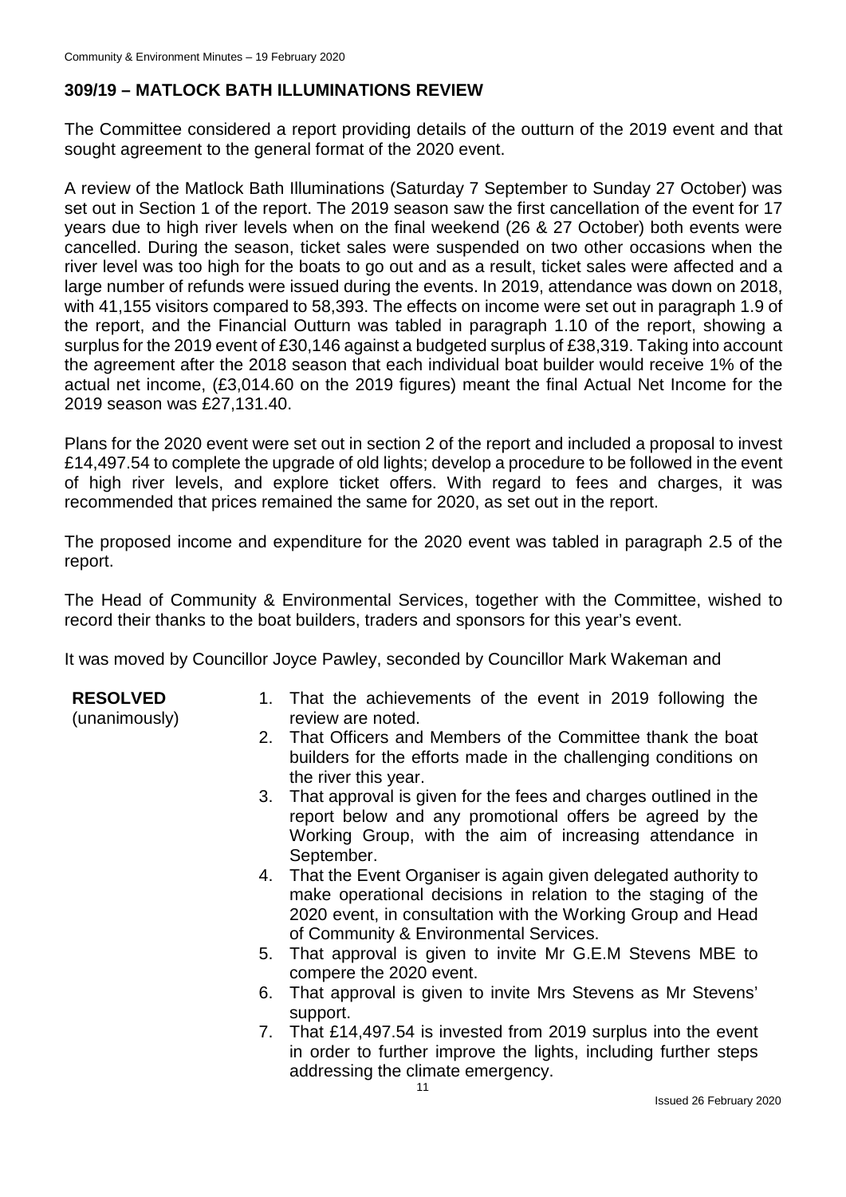## 309/19 – MATLOCK BATH ILLUMINATIONS REVIEW

The Committee considered a report providing details of the outturn of the 2019 event and that sought agreement to the general format of the 2020 event.

A review of the Matlock Bath Illuminations (Saturday 7 September to Sunday 27 October) was set out in Section 1 of the report. The 2019 season saw the first cancellation of the event for 17 years due to high river levels when on the final weekend (26 & 27 October) both events were cancelled. During the season, ticket sales were suspended on two other occasions when the river level was too high for the boats to go out and as a result, ticket sales were affected and a large number of refunds were issued during the events. In 2019, attendance was down on 2018, with 41,155 visitors compared to 58,393. The effects on income were set out in paragraph 1.9 of the report, and the Financial Outturn was tabled in paragraph 1.10 of the report, showing a surplus for the 2019 event of £30,146 against a budgeted surplus of £38,319. Taking into account the agreement after the 2018 season that each individual boat builder would receive 1% of the actual net income, (£3,014.60 on the 2019 figures) meant the final Actual Net Income for the 2019 season was £27,131.40.

Plans for the 2020 event were set out in section 2 of the report and included a proposal to invest £14,497.54 to complete the upgrade of old lights; develop a procedure to be followed in the event of high river levels, and explore ticket offers. With regard to fees and charges, it was recommended that prices remained the same for 2020, as set out in the report.

The proposed income and expenditure for the 2020 event was tabled in paragraph 2.5 of the report.

The Head of Community & Environmental Services, together with the Committee, wished to record their thanks to the boat builders, traders and sponsors for this year's event.

It was moved by Councillor Joyce Pawley, seconded by Councillor Mark Wakeman and

**RESOLVED** (unanimously)

1. That the achievements of the event in 2019 following the review are noted.
2. That Officers and Members of the Committee thank the boat builders for the efforts made in the challenging conditions on the river this year.
3. That approval is given for the fees and charges outlined in the report below and any promotional offers be agreed by the Working Group, with the aim of increasing attendance in September.
4. That the Event Organiser is again given delegated authority to make operational decisions in relation to the staging of the 2020 event, in consultation with the Working Group and Head of Community & Environmental Services.
5. That approval is given to invite Mr G.E.M Stevens MBE to compere the 2020 event.
6. That approval is given to invite Mrs Stevens as Mr Stevens' support.
7. That £14,497.54 is invested from 2019 surplus into the event in order to further improve the lights, including further steps addressing the climate emergency.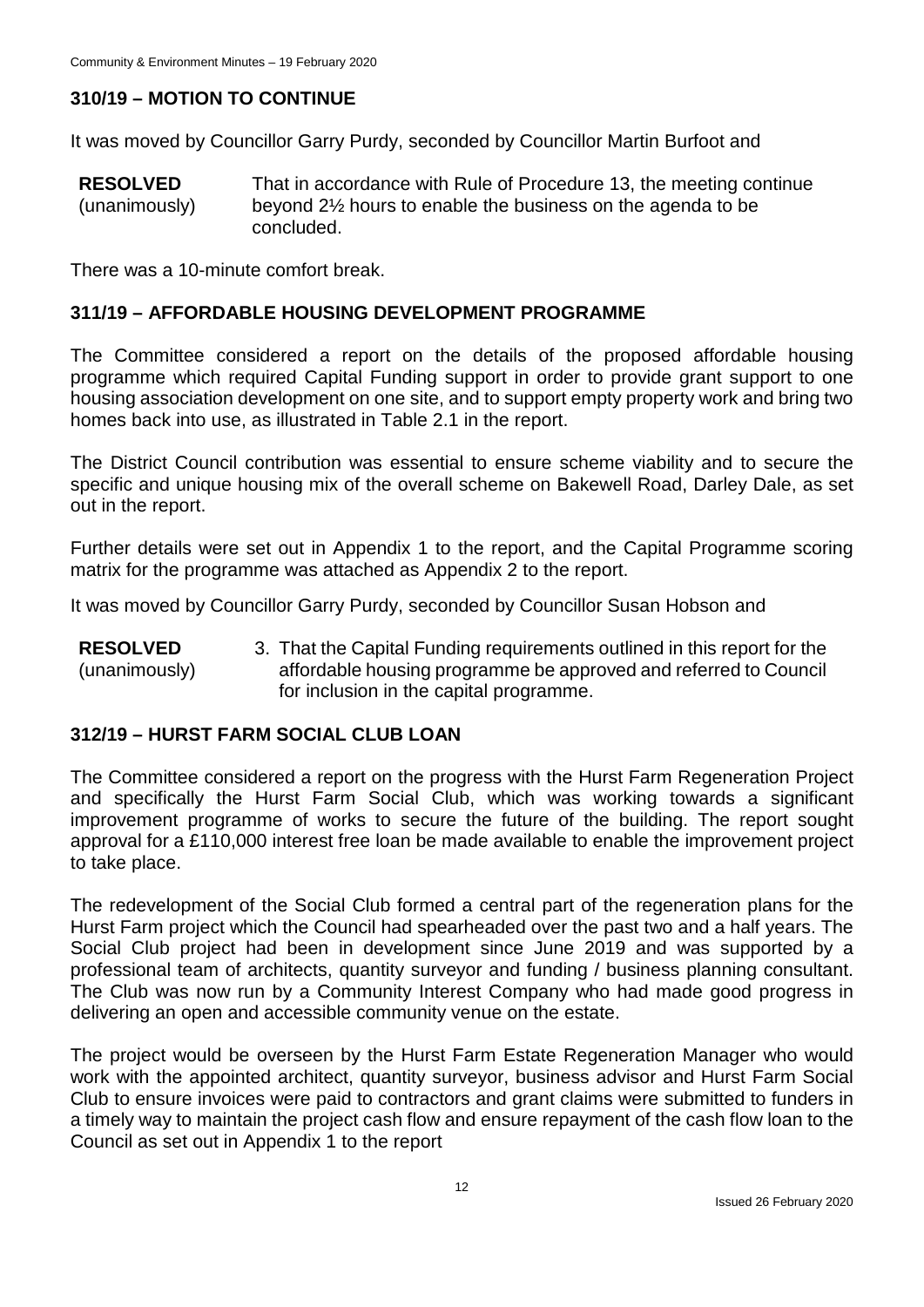## 310/19 – MOTION TO CONTINUE

It was moved by Councillor Garry Purdy, seconded by Councillor Martin Burfoot and

**RESOLVED** (unanimously) That in accordance with Rule of Procedure 13, the meeting continue beyond 2½ hours to enable the business on the agenda to be concluded.

There was a 10-minute comfort break.

## 311/19 – AFFORDABLE HOUSING DEVELOPMENT PROGRAMME

The Committee considered a report on the details of the proposed affordable housing programme which required Capital Funding support in order to provide grant support to one housing association development on one site, and to support empty property work and bring two homes back into use, as illustrated in Table 2.1 in the report.

The District Council contribution was essential to ensure scheme viability and to secure the specific and unique housing mix of the overall scheme on Bakewell Road, Darley Dale, as set out in the report.

Further details were set out in Appendix 1 to the report, and the Capital Programme scoring matrix for the programme was attached as Appendix 2 to the report.

It was moved by Councillor Garry Purdy, seconded by Councillor Susan Hobson and

**RESOLVED** (unanimously)

3. That the Capital Funding requirements outlined in this report for the affordable housing programme be approved and referred to Council for inclusion in the capital programme.

## 312/19 – HURST FARM SOCIAL CLUB LOAN

The Committee considered a report on the progress with the Hurst Farm Regeneration Project and specifically the Hurst Farm Social Club, which was working towards a significant improvement programme of works to secure the future of the building. The report sought approval for a £110,000 interest free loan be made available to enable the improvement project to take place.

The redevelopment of the Social Club formed a central part of the regeneration plans for the Hurst Farm project which the Council had spearheaded over the past two and a half years. The Social Club project had been in development since June 2019 and was supported by a professional team of architects, quantity surveyor and funding / business planning consultant. The Club was now run by a Community Interest Company who had made good progress in delivering an open and accessible community venue on the estate.

The project would be overseen by the Hurst Farm Estate Regeneration Manager who would work with the appointed architect, quantity surveyor, business advisor and Hurst Farm Social Club to ensure invoices were paid to contractors and grant claims were submitted to funders in a timely way to maintain the project cash flow and ensure repayment of the cash flow loan to the Council as set out in Appendix 1 to the report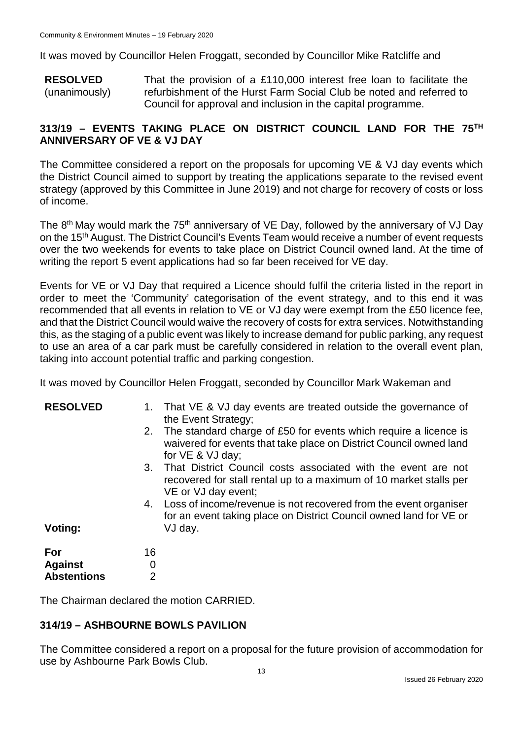It was moved by Councillor Helen Froggatt, seconded by Councillor Mike Ratcliffe and

**RESOLVED** (unanimously) That the provision of a £110,000 interest free loan to facilitate the refurbishment of the Hurst Farm Social Club be noted and referred to Council for approval and inclusion in the capital programme.

## 313/19 – EVENTS TAKING PLACE ON DISTRICT COUNCIL LAND FOR THE 75TH ANNIVERSARY OF VE & VJ DAY

The Committee considered a report on the proposals for upcoming VE & VJ day events which the District Council aimed to support by treating the applications separate to the revised event strategy (approved by this Committee in June 2019) and not charge for recovery of costs or loss of income.

The 8th May would mark the 75th anniversary of VE Day, followed by the anniversary of VJ Day on the 15th August. The District Council's Events Team would receive a number of event requests over the two weekends for events to take place on District Council owned land. At the time of writing the report 5 event applications had so far been received for VE day.

Events for VE or VJ Day that required a Licence should fulfil the criteria listed in the report in order to meet the 'Community' categorisation of the event strategy, and to this end it was recommended that all events in relation to VE or VJ day were exempt from the £50 licence fee, and that the District Council would waive the recovery of costs for extra services. Notwithstanding this, as the staging of a public event was likely to increase demand for public parking, any request to use an area of a car park must be carefully considered in relation to the overall event plan, taking into account potential traffic and parking congestion.

It was moved by Councillor Helen Froggatt, seconded by Councillor Mark Wakeman and

**RESOLVED**

1. That VE & VJ day events are treated outside the governance of the Event Strategy;
2. The standard charge of £50 for events which require a licence is waivered for events that take place on District Council owned land for VE & VJ day;
3. That District Council costs associated with the event are not recovered for stall rental up to a maximum of 10 market stalls per VE or VJ day event;
4. Loss of income/revenue is not recovered from the event organiser for an event taking place on District Council owned land for VE or VJ day.

**Voting:**

| | |
|---|---|
| **For** | 16 |
| **Against** | 0 |
| **Abstentions** | 2 |

The Chairman declared the motion CARRIED.

## 314/19 – ASHBOURNE BOWLS PAVILION

The Committee considered a report on a proposal for the future provision of accommodation for use by Ashbourne Park Bowls Club.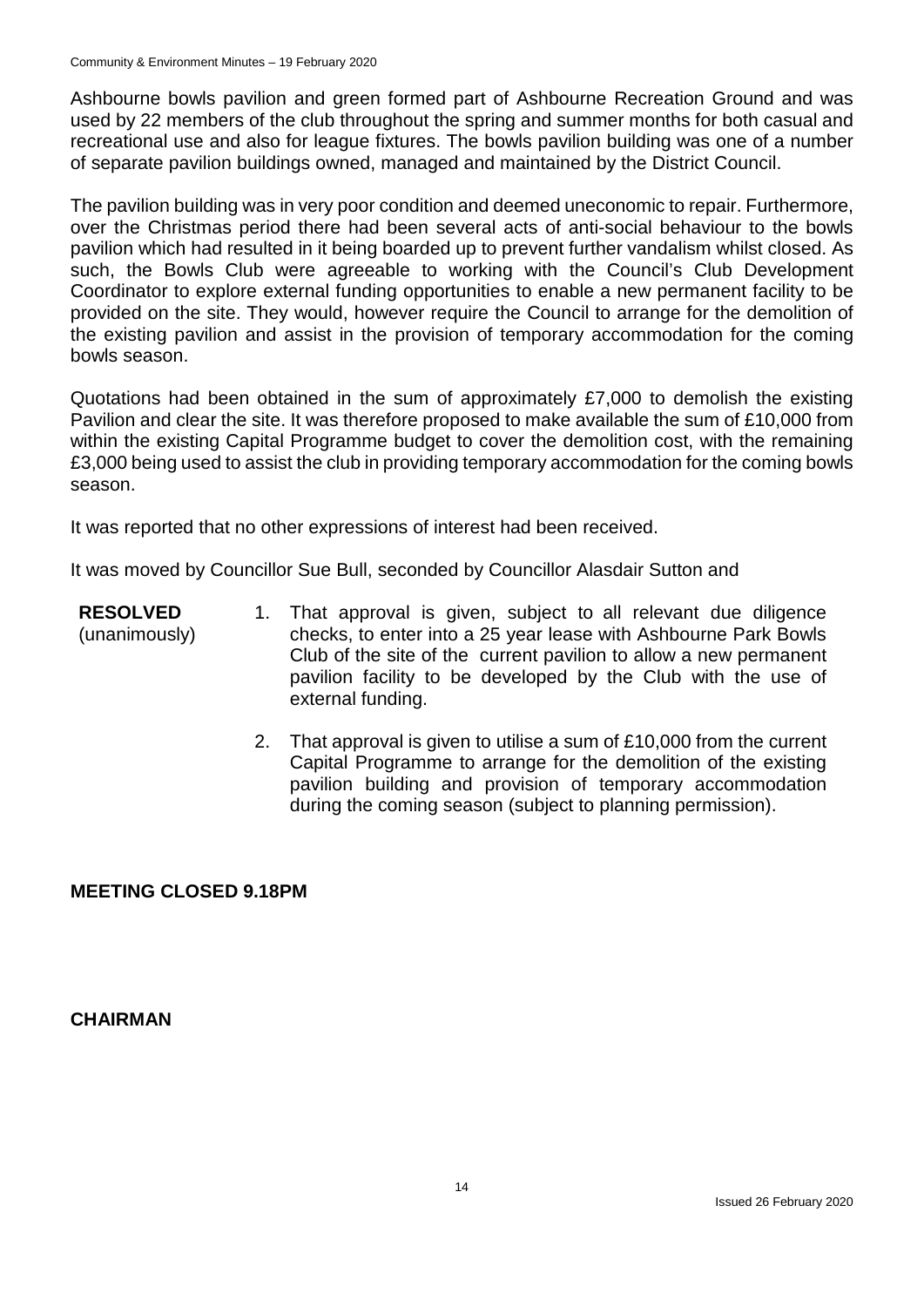Ashbourne bowls pavilion and green formed part of Ashbourne Recreation Ground and was used by 22 members of the club throughout the spring and summer months for both casual and recreational use and also for league fixtures. The bowls pavilion building was one of a number of separate pavilion buildings owned, managed and maintained by the District Council.

The pavilion building was in very poor condition and deemed uneconomic to repair. Furthermore, over the Christmas period there had been several acts of anti-social behaviour to the bowls pavilion which had resulted in it being boarded up to prevent further vandalism whilst closed. As such, the Bowls Club were agreeable to working with the Council's Club Development Coordinator to explore external funding opportunities to enable a new permanent facility to be provided on the site. They would, however require the Council to arrange for the demolition of the existing pavilion and assist in the provision of temporary accommodation for the coming bowls season.

Quotations had been obtained in the sum of approximately £7,000 to demolish the existing Pavilion and clear the site. It was therefore proposed to make available the sum of £10,000 from within the existing Capital Programme budget to cover the demolition cost, with the remaining £3,000 being used to assist the club in providing temporary accommodation for the coming bowls season.

It was reported that no other expressions of interest had been received.

It was moved by Councillor Sue Bull, seconded by Councillor Alasdair Sutton and

**RESOLVED** (unanimously)

1. That approval is given, subject to all relevant due diligence checks, to enter into a 25 year lease with Ashbourne Park Bowls Club of the site of the current pavilion to allow a new permanent pavilion facility to be developed by the Club with the use of external funding.
2. That approval is given to utilise a sum of £10,000 from the current Capital Programme to arrange for the demolition of the existing pavilion building and provision of temporary accommodation during the coming season (subject to planning permission).

**MEETING CLOSED 9.18PM**

**CHAIRMAN**